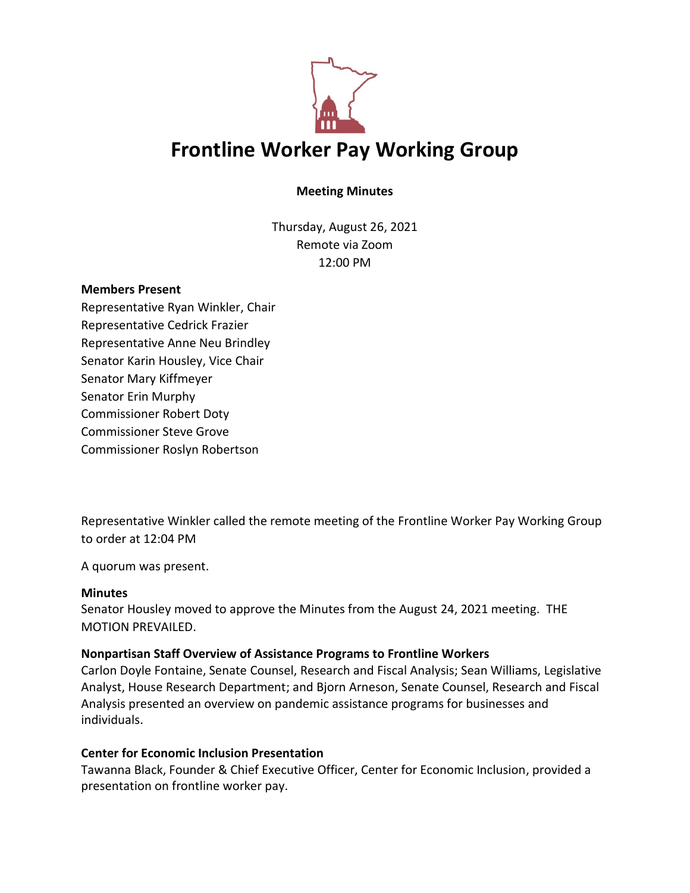# Frontline Worker Pay Working Group

**Meeting Minutes**

Thursday, August 26, 2021
Remote via Zoom
12:00 PM

**Members Present**

Representative Ryan Winkler, Chair
Representative Cedrick Frazier
Representative Anne Neu Brindley
Senator Karin Housley, Vice Chair
Senator Mary Kiffmeyer
Senator Erin Murphy
Commissioner Robert Doty
Commissioner Steve Grove
Commissioner Roslyn Robertson

Representative Winkler called the remote meeting of the Frontline Worker Pay Working Group to order at 12:04 PM

A quorum was present.

**Minutes**

Senator Housley moved to approve the Minutes from the August 24, 2021 meeting. THE MOTION PREVAILED.

**Nonpartisan Staff Overview of Assistance Programs to Frontline Workers**

Carlon Doyle Fontaine, Senate Counsel, Research and Fiscal Analysis; Sean Williams, Legislative Analyst, House Research Department; and Bjorn Arneson, Senate Counsel, Research and Fiscal Analysis presented an overview on pandemic assistance programs for businesses and individuals.

**Center for Economic Inclusion Presentation**

Tawanna Black, Founder & Chief Executive Officer, Center for Economic Inclusion, provided a presentation on frontline worker pay.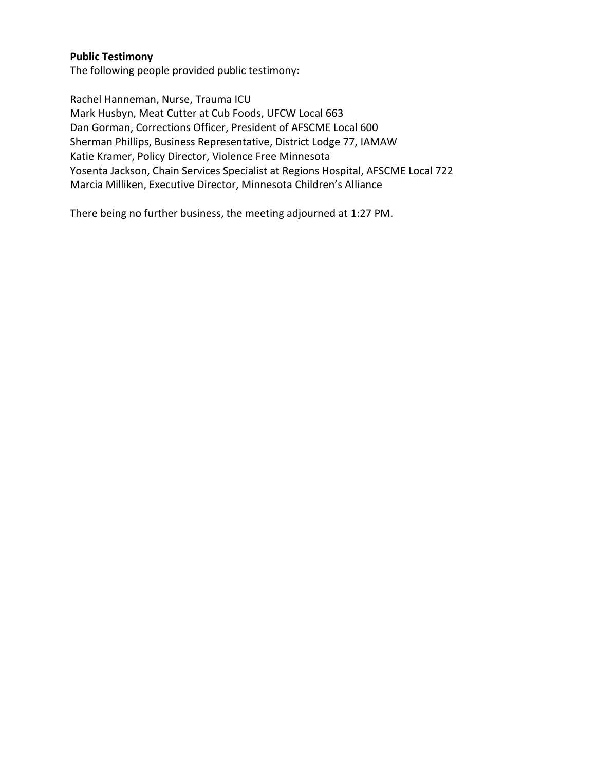**Public Testimony**

The following people provided public testimony:

Rachel Hanneman, Nurse, Trauma ICU
Mark Husbyn, Meat Cutter at Cub Foods, UFCW Local 663
Dan Gorman, Corrections Officer, President of AFSCME Local 600
Sherman Phillips, Business Representative, District Lodge 77, IAMAW
Katie Kramer, Policy Director, Violence Free Minnesota
Yosenta Jackson, Chain Services Specialist at Regions Hospital, AFSCME Local 722
Marcia Milliken, Executive Director, Minnesota Children's Alliance

There being no further business, the meeting adjourned at 1:27 PM.